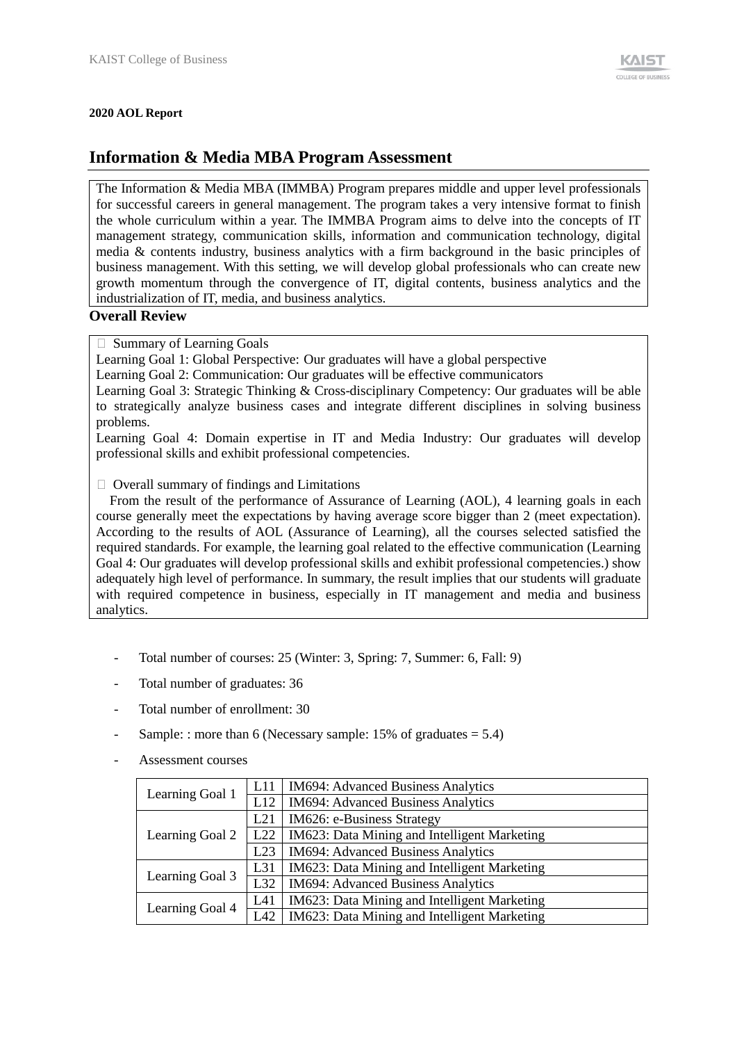**2020 AOL Report**

# Information & Media MBA Program Assessment

The Information & Media MBA (IMMBA) Program prepares middle and upper level professionals for successful careers in general management. The program takes a very intensive format to finish the whole curriculum within a year. The IMMBA Program aims to delve into the concepts of IT management strategy, communication skills, information and communication technology, digital media & contents industry, business analytics with a firm background in the basic principles of business management. With this setting, we will develop global professionals who can create new growth momentum through the convergence of IT, digital contents, business analytics and the industrialization of IT, media, and business analytics.

## Overall Review

 Summary of Learning Goals

Learning Goal 1: Global Perspective: Our graduates will have a global perspective

Learning Goal 2: Communication: Our graduates will be effective communicators

Learning Goal 3: Strategic Thinking & Cross-disciplinary Competency: Our graduates will be able to strategically analyze business cases and integrate different disciplines in solving business problems.

Learning Goal 4: Domain expertise in IT and Media Industry: Our graduates will develop professional skills and exhibit professional competencies.

 Overall summary of findings and Limitations

From the result of the performance of Assurance of Learning (AOL), 4 learning goals in each course generally meet the expectations by having average score bigger than 2 (meet expectation). According to the results of AOL (Assurance of Learning), all the courses selected satisfied the required standards. For example, the learning goal related to the effective communication (Learning Goal 4: Our graduates will develop professional skills and exhibit professional competencies.) show adequately high level of performance. In summary, the result implies that our students will graduate with required competence in business, especially in IT management and media and business analytics.

- Total number of courses: 25 (Winter: 3, Spring: 7, Summer: 6, Fall: 9)
- Total number of graduates: 36
- Total number of enrollment: 30
- Sample: : more than 6 (Necessary sample: 15% of graduates = 5.4)
- Assessment courses

| | | |
|---|---|---|
| Learning Goal 1 | L11 | IM694: Advanced Business Analytics |
| | L12 | IM694: Advanced Business Analytics |
| Learning Goal 2 | L21 | IM626: e-Business Strategy |
| | L22 | IM623: Data Mining and Intelligent Marketing |
| | L23 | IM694: Advanced Business Analytics |
| Learning Goal 3 | L31 | IM623: Data Mining and Intelligent Marketing |
| | L32 | IM694: Advanced Business Analytics |
| Learning Goal 4 | L41 | IM623: Data Mining and Intelligent Marketing |
| | L42 | IM623: Data Mining and Intelligent Marketing |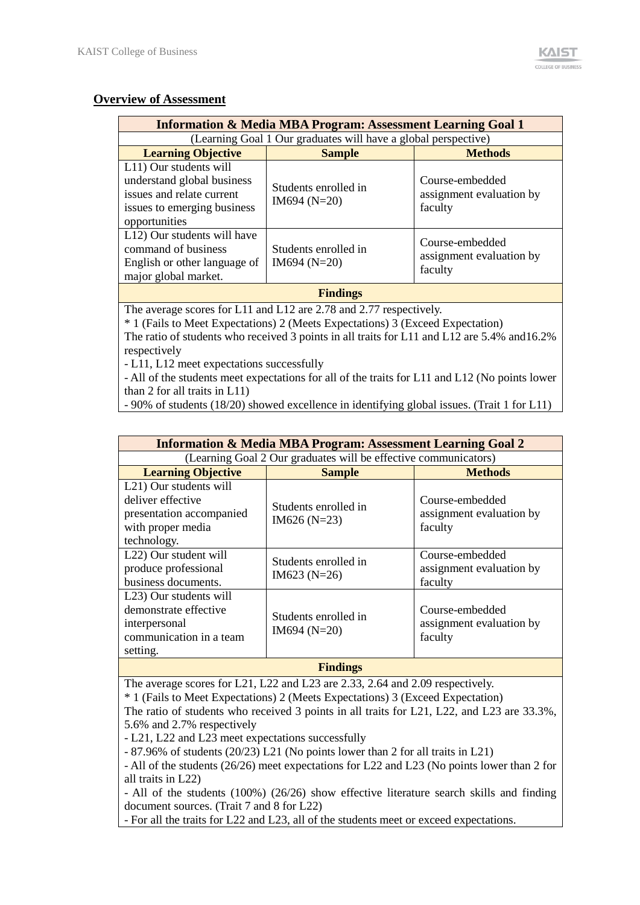## Overview of Assessment

| Information & Media MBA Program: Assessment Learning Goal 1 | | |
|---|---|---|
| (Learning Goal 1 Our graduates will have a global perspective) | | |
| **Learning Objective** | **Sample** | **Methods** |
| L11) Our students will understand global business issues and relate current issues to emerging business opportunities | Students enrolled in IM694 (N=20) | Course-embedded assignment evaluation by faculty |
| L12) Our students will have command of business English or other language of major global market. | Students enrolled in IM694 (N=20) | Course-embedded assignment evaluation by faculty |
| **Findings** | | |
| The average scores for L11 and L12 are 2.78 and 2.77 respectively.<br>* 1 (Fails to Meet Expectations) 2 (Meets Expectations) 3 (Exceed Expectation)<br>The ratio of students who received 3 points in all traits for L11 and L12 are 5.4% and16.2% respectively<br>- L11, L12 meet expectations successfully<br>- All of the students meet expectations for all of the traits for L11 and L12 (No points lower than 2 for all traits in L11)<br>- 90% of students (18/20) showed excellence in identifying global issues. (Trait 1 for L11) | | |

| Information & Media MBA Program: Assessment Learning Goal 2 | | |
|---|---|---|
| (Learning Goal 2 Our graduates will be effective communicators) | | |
| **Learning Objective** | **Sample** | **Methods** |
| L21) Our students will deliver effective presentation accompanied with proper media technology. | Students enrolled in IM626 (N=23) | Course-embedded assignment evaluation by faculty |
| L22) Our student will produce professional business documents. | Students enrolled in IM623 (N=26) | Course-embedded assignment evaluation by faculty |
| L23) Our students will demonstrate effective interpersonal communication in a team setting. | Students enrolled in IM694 (N=20) | Course-embedded assignment evaluation by faculty |
| **Findings** | | |
| The average scores for L21, L22 and L23 are 2.33, 2.64 and 2.09 respectively.<br>* 1 (Fails to Meet Expectations) 2 (Meets Expectations) 3 (Exceed Expectation)<br>The ratio of students who received 3 points in all traits for L21, L22, and L23 are 33.3%, 5.6% and 2.7% respectively<br>- L21, L22 and L23 meet expectations successfully<br>- 87.96% of students (20/23) L21 (No points lower than 2 for all traits in L21)<br>- All of the students (26/26) meet expectations for L22 and L23 (No points lower than 2 for all traits in L22)<br>- All of the students (100%) (26/26) show effective literature search skills and finding document sources. (Trait 7 and 8 for L22)<br>- For all the traits for L22 and L23, all of the students meet or exceed expectations. | | |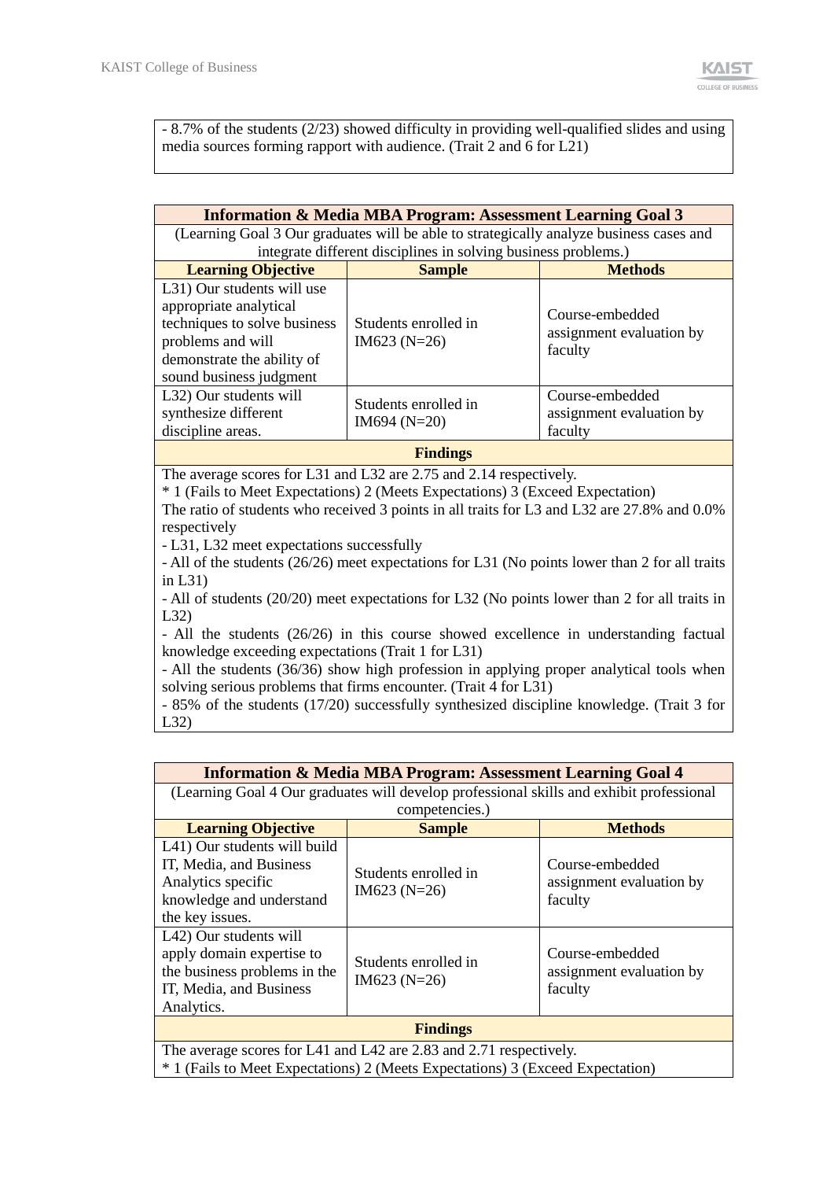- 8.7% of the students (2/23) showed difficulty in providing well-qualified slides and using media sources forming rapport with audience. (Trait 2 and 6 for L21)

| **Information & Media MBA Program: Assessment Learning Goal 3** | | |
|---|---|---|
| (Learning Goal 3 Our graduates will be able to strategically analyze business cases and integrate different disciplines in solving business problems.) | | |
| **Learning Objective** | **Sample** | **Methods** |
| L31) Our students will use appropriate analytical techniques to solve business problems and will demonstrate the ability of sound business judgment | Students enrolled in IM623 (N=26) | Course-embedded assignment evaluation by faculty |
| L32) Our students will synthesize different discipline areas. | Students enrolled in IM694 (N=20) | Course-embedded assignment evaluation by faculty |
| **Findings** | | |
| The average scores for L31 and L32 are 2.75 and 2.14 respectively.<br>* 1 (Fails to Meet Expectations) 2 (Meets Expectations) 3 (Exceed Expectation)<br>The ratio of students who received 3 points in all traits for L3 and L32 are 27.8% and 0.0% respectively<br>- L31, L32 meet expectations successfully<br>- All of the students (26/26) meet expectations for L31 (No points lower than 2 for all traits in L31)<br>- All of students (20/20) meet expectations for L32 (No points lower than 2 for all traits in L32)<br>- All the students (26/26) in this course showed excellence in understanding factual knowledge exceeding expectations (Trait 1 for L31)<br>- All the students (36/36) show high profession in applying proper analytical tools when solving serious problems that firms encounter. (Trait 4 for L31)<br>- 85% of the students (17/20) successfully synthesized discipline knowledge. (Trait 3 for L32) | | |

| **Information & Media MBA Program: Assessment Learning Goal 4** | | |
|---|---|---|
| (Learning Goal 4 Our graduates will develop professional skills and exhibit professional competencies.) | | |
| **Learning Objective** | **Sample** | **Methods** |
| L41) Our students will build IT, Media, and Business Analytics specific knowledge and understand the key issues. | Students enrolled in IM623 (N=26) | Course-embedded assignment evaluation by faculty |
| L42) Our students will apply domain expertise to the business problems in the IT, Media, and Business Analytics. | Students enrolled in IM623 (N=26) | Course-embedded assignment evaluation by faculty |
| **Findings** | | |
| The average scores for L41 and L42 are 2.83 and 2.71 respectively.<br>* 1 (Fails to Meet Expectations) 2 (Meets Expectations) 3 (Exceed Expectation) | | |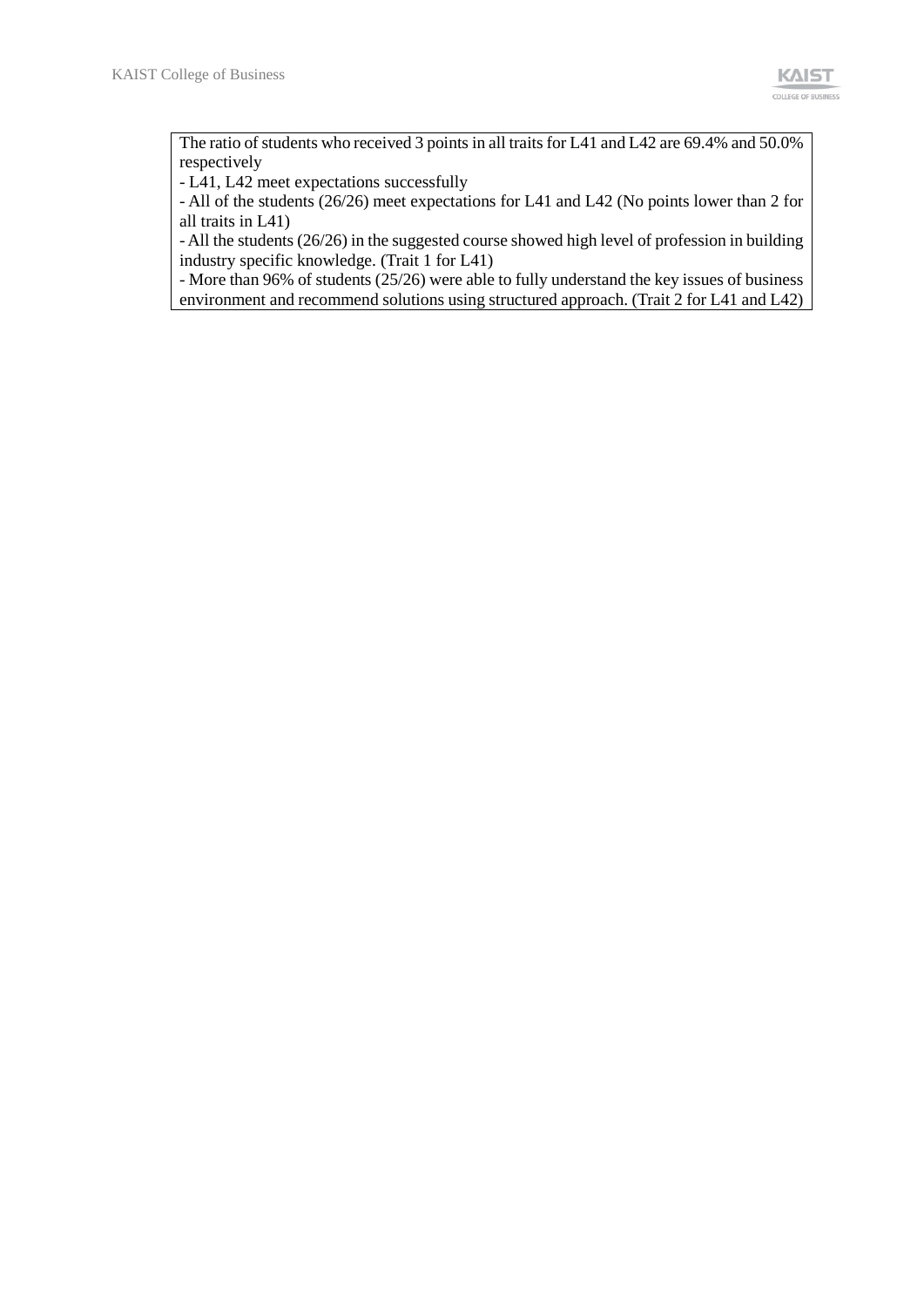The ratio of students who received 3 points in all traits for L41 and L42 are 69.4% and 50.0% respectively

- L41, L42 meet expectations successfully
- All of the students (26/26) meet expectations for L41 and L42 (No points lower than 2 for all traits in L41)
- All the students (26/26) in the suggested course showed high level of profession in building industry specific knowledge. (Trait 1 for L41)
- More than 96% of students (25/26) were able to fully understand the key issues of business environment and recommend solutions using structured approach. (Trait 2 for L41 and L42)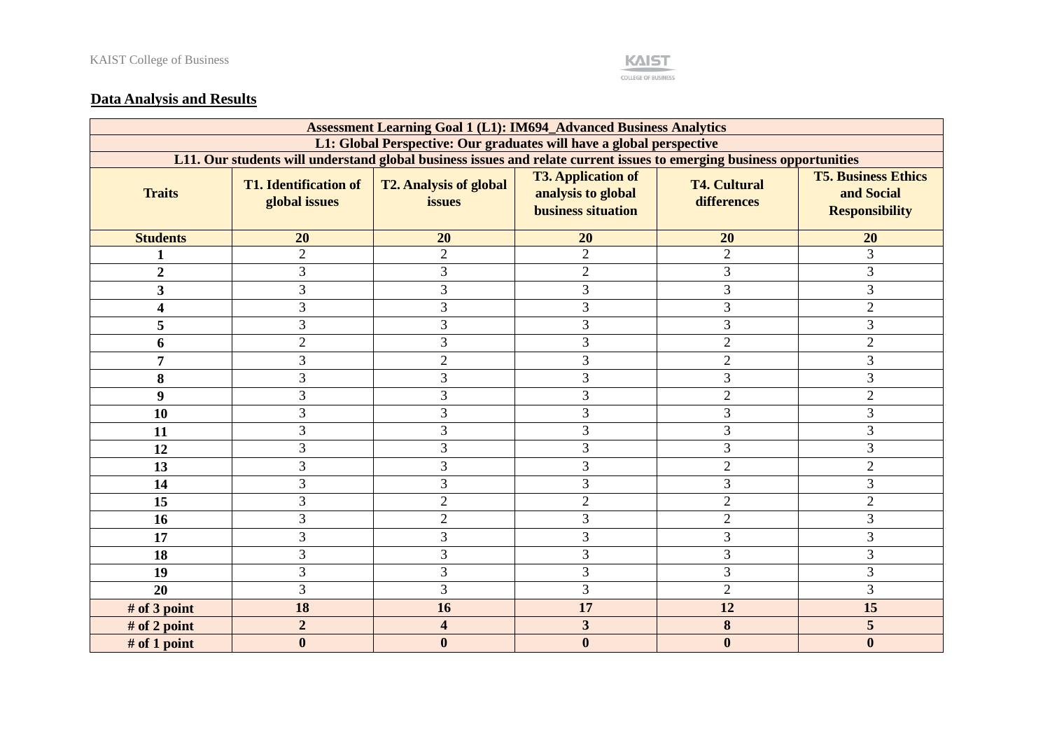## Data Analysis and Results

| Assessment Learning Goal 1 (L1): IM694_Advanced Business Analytics | | | | | |
|---|---|---|---|---|---|
| L1: Global Perspective: Our graduates will have a global perspective | | | | | |
| L11. Our students will understand global business issues and relate current issues to emerging business opportunities | | | | | |
| **Traits** | **T1. Identification of global issues** | **T2. Analysis of global issues** | **T3. Application of analysis to global business situation** | **T4. Cultural differences** | **T5. Business Ethics and Social Responsibility** |
| **Students** | **20** | **20** | **20** | **20** | **20** |
| **1** | 2 | 2 | 2 | 2 | 3 |
| **2** | 3 | 3 | 2 | 3 | 3 |
| **3** | 3 | 3 | 3 | 3 | 3 |
| **4** | 3 | 3 | 3 | 3 | 2 |
| **5** | 3 | 3 | 3 | 3 | 3 |
| **6** | 2 | 3 | 3 | 2 | 2 |
| **7** | 3 | 2 | 3 | 2 | 3 |
| **8** | 3 | 3 | 3 | 3 | 3 |
| **9** | 3 | 3 | 3 | 2 | 2 |
| **10** | 3 | 3 | 3 | 3 | 3 |
| **11** | 3 | 3 | 3 | 3 | 3 |
| **12** | 3 | 3 | 3 | 3 | 3 |
| **13** | 3 | 3 | 3 | 2 | 2 |
| **14** | 3 | 3 | 3 | 3 | 3 |
| **15** | 3 | 2 | 2 | 2 | 2 |
| **16** | 3 | 2 | 3 | 2 | 3 |
| **17** | 3 | 3 | 3 | 3 | 3 |
| **18** | 3 | 3 | 3 | 3 | 3 |
| **19** | 3 | 3 | 3 | 3 | 3 |
| **20** | 3 | 3 | 3 | 2 | 3 |
| **# of 3 point** | **18** | **16** | **17** | **12** | **15** |
| **# of 2 point** | **2** | **4** | **3** | **8** | **5** |
| **# of 1 point** | **0** | **0** | **0** | **0** | **0** |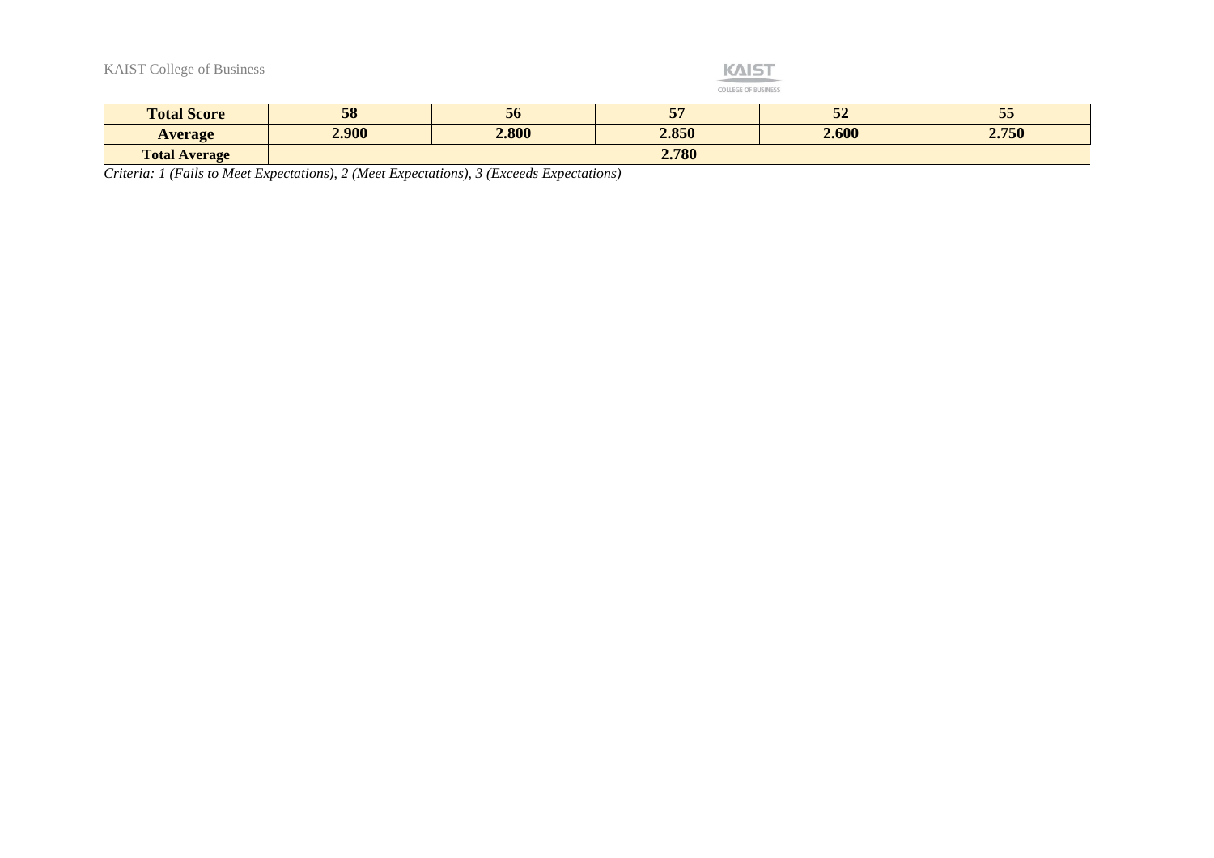| Total Score | 58 | 56 | 57 | 52 | 55 |
|---|---|---|---|---|---|
| **Average** | **2.900** | **2.800** | **2.850** | **2.600** | **2.750** |
| **Total Average** | **2.780** | | | | |

*Criteria: 1 (Fails to Meet Expectations), 2 (Meet Expectations), 3 (Exceeds Expectations)*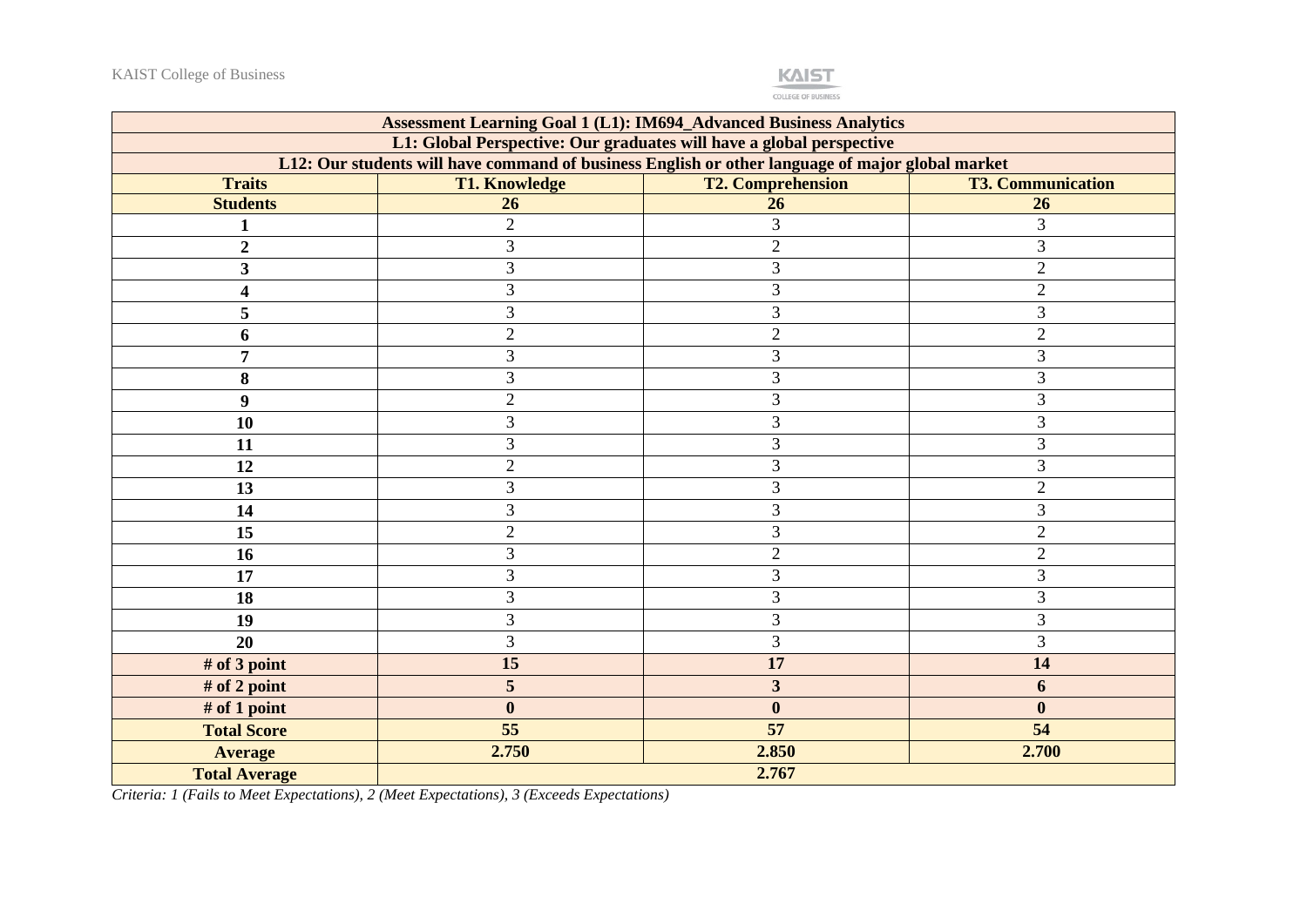| Assessment Learning Goal 1 (L1): IM694_Advanced Business Analytics | | | |
|---|---|---|---|
| L1: Global Perspective: Our graduates will have a global perspective | | | |
| L12: Our students will have command of business English or other language of major global market | | | |
| **Traits** | **T1. Knowledge** | **T2. Comprehension** | **T3. Communication** |
| **Students** | **26** | **26** | **26** |
| **1** | 2 | 3 | 3 |
| **2** | 3 | 2 | 3 |
| **3** | 3 | 3 | 2 |
| **4** | 3 | 3 | 2 |
| **5** | 3 | 3 | 3 |
| **6** | 2 | 2 | 2 |
| **7** | 3 | 3 | 3 |
| **8** | 3 | 3 | 3 |
| **9** | 2 | 3 | 3 |
| **10** | 3 | 3 | 3 |
| **11** | 3 | 3 | 3 |
| **12** | 2 | 3 | 3 |
| **13** | 3 | 3 | 2 |
| **14** | 3 | 3 | 3 |
| **15** | 2 | 3 | 2 |
| **16** | 3 | 2 | 2 |
| **17** | 3 | 3 | 3 |
| **18** | 3 | 3 | 3 |
| **19** | 3 | 3 | 3 |
| **20** | 3 | 3 | 3 |
| **# of 3 point** | **15** | **17** | **14** |
| **# of 2 point** | **5** | **3** | **6** |
| **# of 1 point** | **0** | **0** | **0** |
| **Total Score** | **55** | **57** | **54** |
| **Average** | **2.750** | **2.850** | **2.700** |
| **Total Average** | **2.767** | | |

*Criteria: 1 (Fails to Meet Expectations), 2 (Meet Expectations), 3 (Exceeds Expectations)*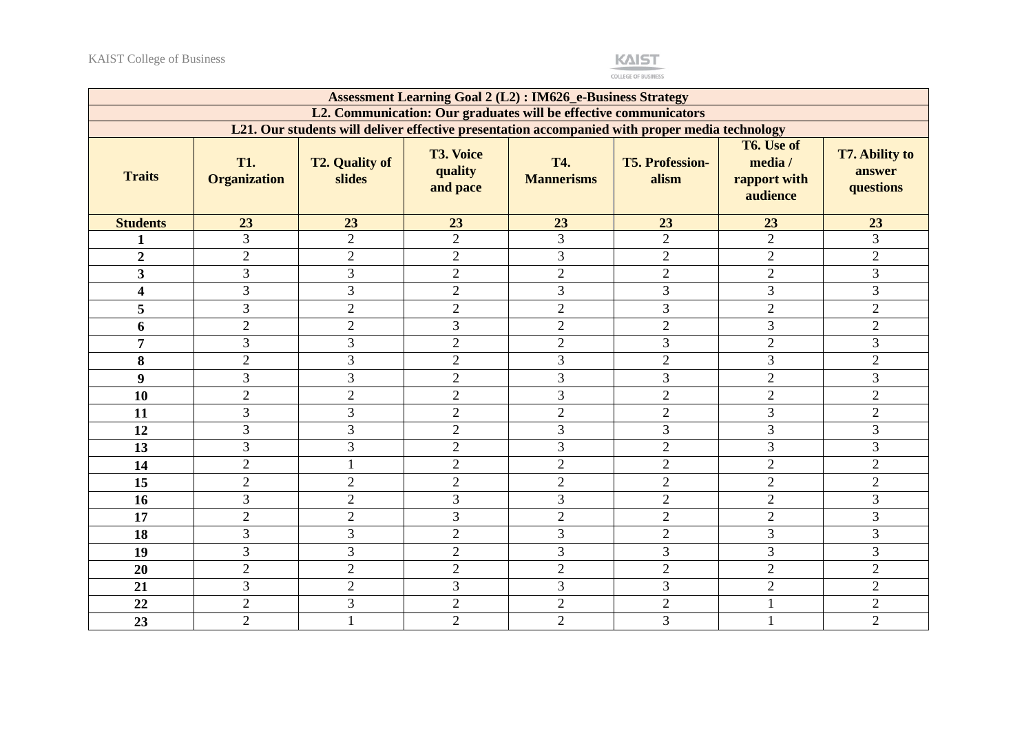| Assessment Learning Goal 2 (L2) : IM626_e-Business Strategy | | | | | | | |
|---|---|---|---|---|---|---|---|
| L2. Communication: Our graduates will be effective communicators | | | | | | | |
| L21. Our students will deliver effective presentation accompanied with proper media technology | | | | | | | |
| **Traits** | **T1. Organization** | **T2. Quality of slides** | **T3. Voice quality and pace** | **T4. Mannerisms** | **T5. Profession-alism** | **T6. Use of media / rapport with audience** | **T7. Ability to answer questions** |
| **Students** | **23** | **23** | **23** | **23** | **23** | **23** | **23** |
| **1** | 3 | 2 | 2 | 3 | 2 | 2 | 3 |
| **2** | 2 | 2 | 2 | 3 | 2 | 2 | 2 |
| **3** | 3 | 3 | 2 | 2 | 2 | 2 | 3 |
| **4** | 3 | 3 | 2 | 3 | 3 | 3 | 3 |
| **5** | 3 | 2 | 2 | 2 | 3 | 2 | 2 |
| **6** | 2 | 2 | 3 | 2 | 2 | 3 | 2 |
| **7** | 3 | 3 | 2 | 2 | 3 | 2 | 3 |
| **8** | 2 | 3 | 2 | 3 | 2 | 3 | 2 |
| **9** | 3 | 3 | 2 | 3 | 3 | 2 | 3 |
| **10** | 2 | 2 | 2 | 3 | 2 | 2 | 2 |
| **11** | 3 | 3 | 2 | 2 | 2 | 3 | 2 |
| **12** | 3 | 3 | 2 | 3 | 3 | 3 | 3 |
| **13** | 3 | 3 | 2 | 3 | 2 | 3 | 3 |
| **14** | 2 | 1 | 2 | 2 | 2 | 2 | 2 |
| **15** | 2 | 2 | 2 | 2 | 2 | 2 | 2 |
| **16** | 3 | 2 | 3 | 3 | 2 | 2 | 3 |
| **17** | 2 | 2 | 3 | 2 | 2 | 2 | 3 |
| **18** | 3 | 3 | 2 | 3 | 2 | 3 | 3 |
| **19** | 3 | 3 | 2 | 3 | 3 | 3 | 3 |
| **20** | 2 | 2 | 2 | 2 | 2 | 2 | 2 |
| **21** | 3 | 2 | 3 | 3 | 3 | 2 | 2 |
| **22** | 2 | 3 | 2 | 2 | 2 | 1 | 2 |
| **23** | 2 | 1 | 2 | 2 | 3 | 1 | 2 |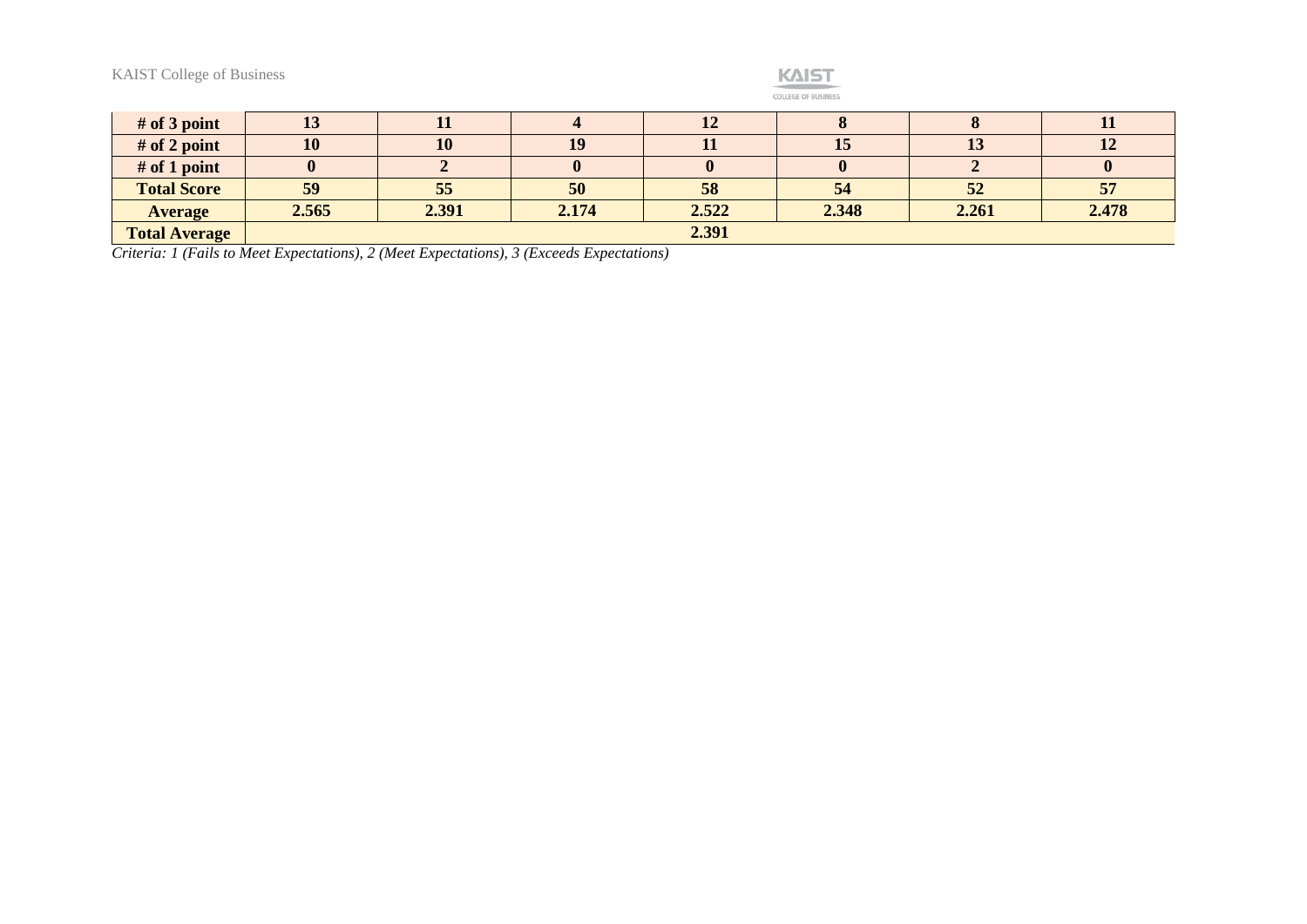| # of 3 point | 13 | 11 | 4 | 12 | 8 | 8 | 11 |
|---|---|---|---|---|---|---|---|
| # of 2 point | 10 | 10 | 19 | 11 | 15 | 13 | 12 |
| # of 1 point | 0 | 2 | 0 | 0 | 0 | 2 | 0 |
| Total Score | 59 | 55 | 50 | 58 | 54 | 52 | 57 |
| Average | 2.565 | 2.391 | 2.174 | 2.522 | 2.348 | 2.261 | 2.478 |
| Total Average | 2.391 | | | | | | |

*Criteria: 1 (Fails to Meet Expectations), 2 (Meet Expectations), 3 (Exceeds Expectations)*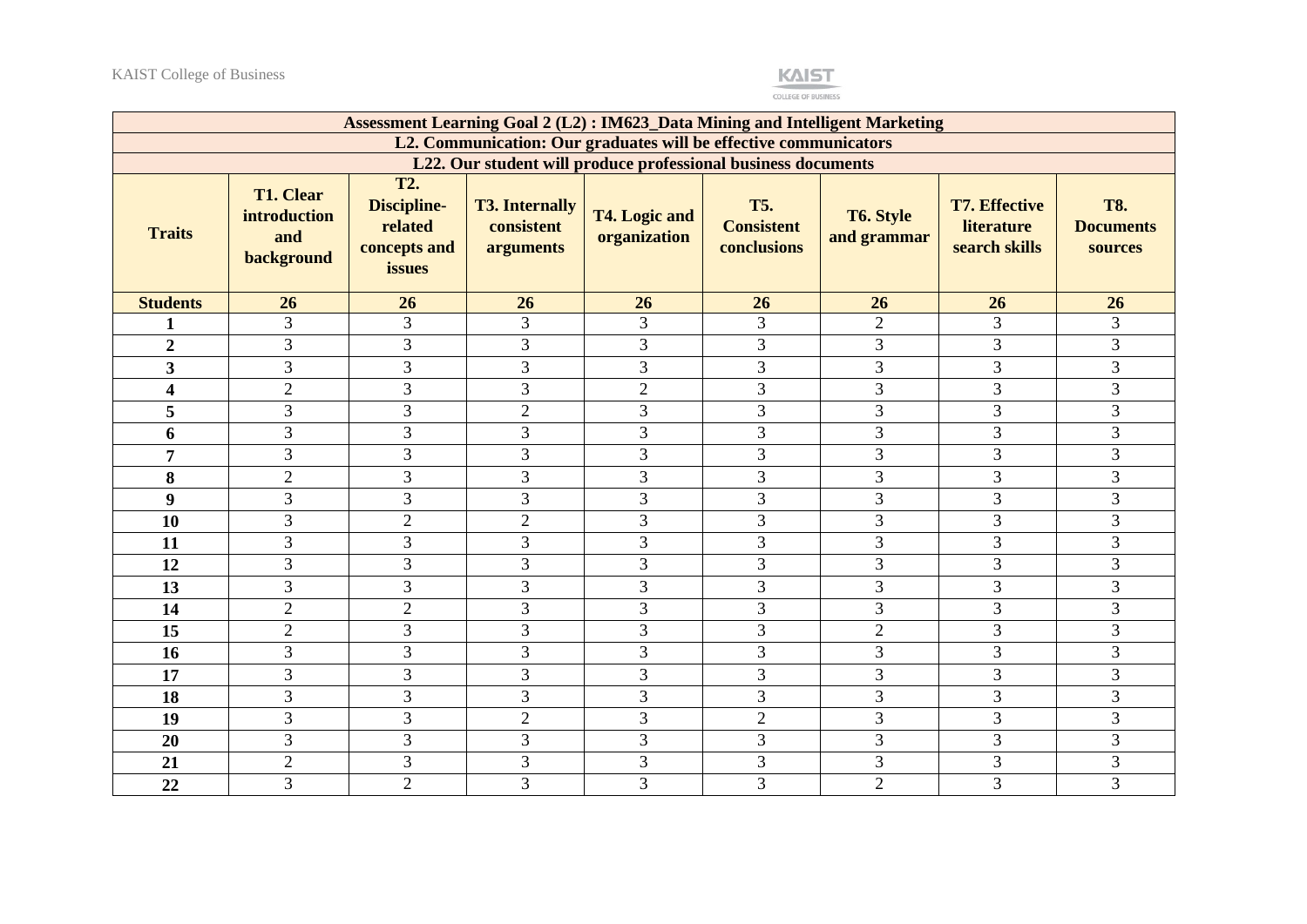| Assessment Learning Goal 2 (L2) : IM623_Data Mining and Intelligent Marketing | | | | | | | | |
|---|---|---|---|---|---|---|---|---|
| L2. Communication: Our graduates will be effective communicators | | | | | | | | |
| L22. Our student will produce professional business documents | | | | | | | | |
| **Traits** | **T1. Clear introduction and background** | **T2. Discipline-related concepts and issues** | **T3. Internally consistent arguments** | **T4. Logic and organization** | **T5. Consistent conclusions** | **T6. Style and grammar** | **T7. Effective literature search skills** | **T8. Documents sources** |
| **Students** | **26** | **26** | **26** | **26** | **26** | **26** | **26** | **26** |
| **1** | 3 | 3 | 3 | 3 | 3 | 2 | 3 | 3 |
| **2** | 3 | 3 | 3 | 3 | 3 | 3 | 3 | 3 |
| **3** | 3 | 3 | 3 | 3 | 3 | 3 | 3 | 3 |
| **4** | 2 | 3 | 3 | 2 | 3 | 3 | 3 | 3 |
| **5** | 3 | 3 | 2 | 3 | 3 | 3 | 3 | 3 |
| **6** | 3 | 3 | 3 | 3 | 3 | 3 | 3 | 3 |
| **7** | 3 | 3 | 3 | 3 | 3 | 3 | 3 | 3 |
| **8** | 2 | 3 | 3 | 3 | 3 | 3 | 3 | 3 |
| **9** | 3 | 3 | 3 | 3 | 3 | 3 | 3 | 3 |
| **10** | 3 | 2 | 2 | 3 | 3 | 3 | 3 | 3 |
| **11** | 3 | 3 | 3 | 3 | 3 | 3 | 3 | 3 |
| **12** | 3 | 3 | 3 | 3 | 3 | 3 | 3 | 3 |
| **13** | 3 | 3 | 3 | 3 | 3 | 3 | 3 | 3 |
| **14** | 2 | 2 | 3 | 3 | 3 | 3 | 3 | 3 |
| **15** | 2 | 3 | 3 | 3 | 3 | 2 | 3 | 3 |
| **16** | 3 | 3 | 3 | 3 | 3 | 3 | 3 | 3 |
| **17** | 3 | 3 | 3 | 3 | 3 | 3 | 3 | 3 |
| **18** | 3 | 3 | 3 | 3 | 3 | 3 | 3 | 3 |
| **19** | 3 | 3 | 2 | 3 | 2 | 3 | 3 | 3 |
| **20** | 3 | 3 | 3 | 3 | 3 | 3 | 3 | 3 |
| **21** | 2 | 3 | 3 | 3 | 3 | 3 | 3 | 3 |
| **22** | 3 | 2 | 3 | 3 | 3 | 2 | 3 | 3 |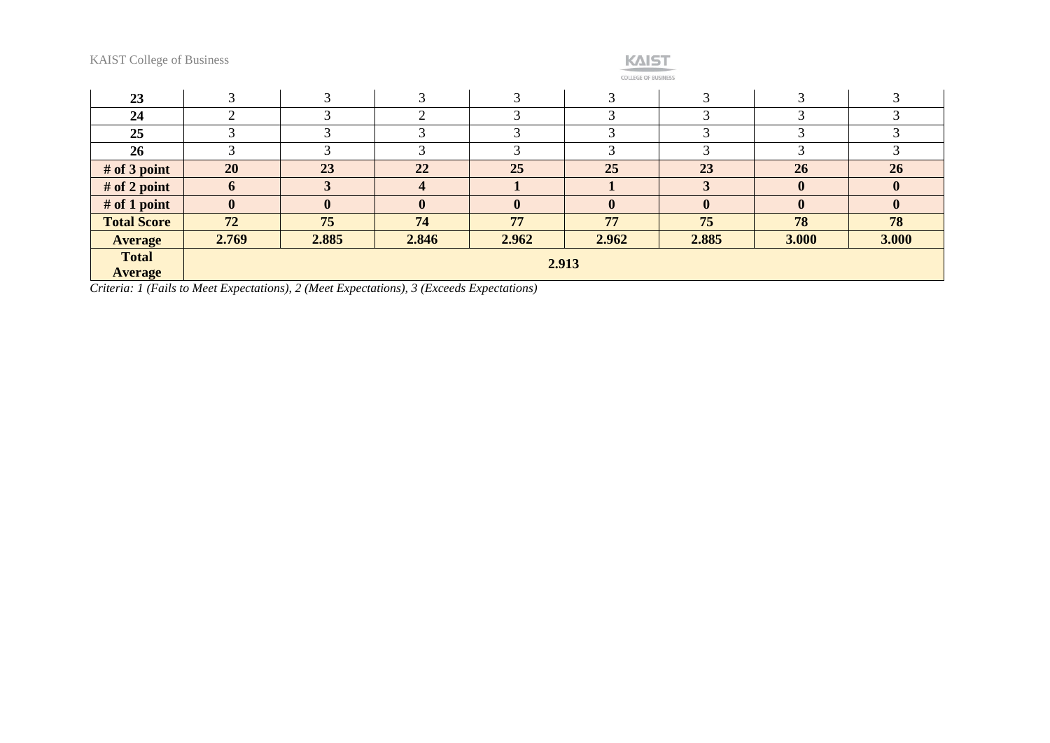| 23 | 3 | 3 | 3 | 3 | 3 | 3 | 3 | 3 |
|---|---|---|---|---|---|---|---|---|
| 24 | 2 | 3 | 2 | 3 | 3 | 3 | 3 | 3 |
| 25 | 3 | 3 | 3 | 3 | 3 | 3 | 3 | 3 |
| 26 | 3 | 3 | 3 | 3 | 3 | 3 | 3 | 3 |
| **# of 3 point** | **20** | **23** | **22** | **25** | **25** | **23** | **26** | **26** |
| **# of 2 point** | **6** | **3** | **4** | **1** | **1** | **3** | **0** | **0** |
| **# of 1 point** | **0** | **0** | **0** | **0** | **0** | **0** | **0** | **0** |
| **Total Score** | **72** | **75** | **74** | **77** | **77** | **75** | **78** | **78** |
| **Average** | **2.769** | **2.885** | **2.846** | **2.962** | **2.962** | **2.885** | **3.000** | **3.000** |
| **Total Average** | **2.913** | | | | | | | |

*Criteria: 1 (Fails to Meet Expectations), 2 (Meet Expectations), 3 (Exceeds Expectations)*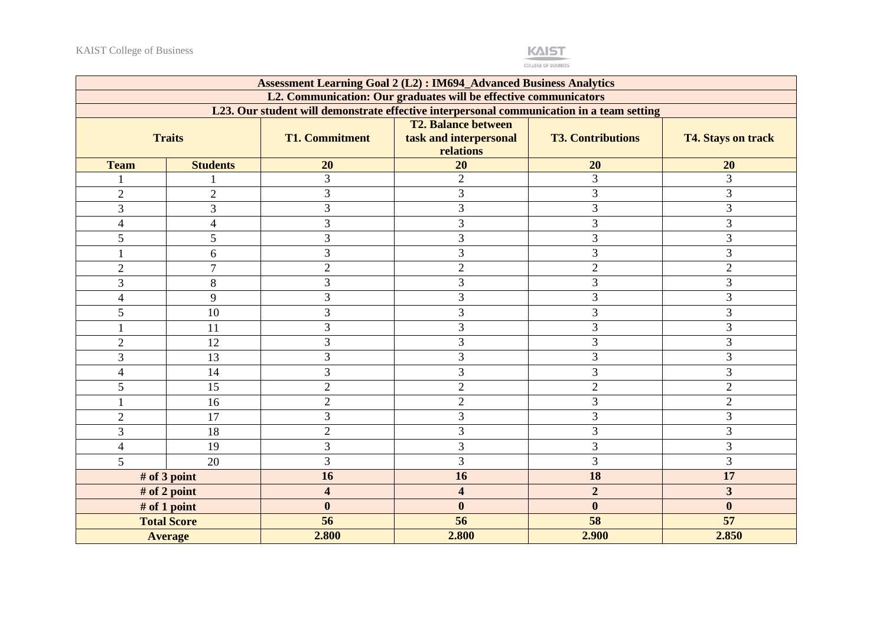| Assessment Learning Goal 2 (L2) : IM694_Advanced Business Analytics | | | | | |
|---|---|---|---|---|---|
| L2. Communication: Our graduates will be effective communicators | | | | | |
| L23. Our student will demonstrate effective interpersonal communication in a team setting | | | | | |
| **Traits** | | **T1. Commitment** | **T2. Balance between task and interpersonal relations** | **T3. Contributions** | **T4. Stays on track** |
| **Team** | **Students** | **20** | **20** | **20** | **20** |
| 1 | 1 | 3 | 2 | 3 | 3 |
| 2 | 2 | 3 | 3 | 3 | 3 |
| 3 | 3 | 3 | 3 | 3 | 3 |
| 4 | 4 | 3 | 3 | 3 | 3 |
| 5 | 5 | 3 | 3 | 3 | 3 |
| 1 | 6 | 3 | 3 | 3 | 3 |
| 2 | 7 | 2 | 2 | 2 | 2 |
| 3 | 8 | 3 | 3 | 3 | 3 |
| 4 | 9 | 3 | 3 | 3 | 3 |
| 5 | 10 | 3 | 3 | 3 | 3 |
| 1 | 11 | 3 | 3 | 3 | 3 |
| 2 | 12 | 3 | 3 | 3 | 3 |
| 3 | 13 | 3 | 3 | 3 | 3 |
| 4 | 14 | 3 | 3 | 3 | 3 |
| 5 | 15 | 2 | 2 | 2 | 2 |
| 1 | 16 | 2 | 2 | 3 | 2 |
| 2 | 17 | 3 | 3 | 3 | 3 |
| 3 | 18 | 2 | 3 | 3 | 3 |
| 4 | 19 | 3 | 3 | 3 | 3 |
| 5 | 20 | 3 | 3 | 3 | 3 |
| **# of 3 point** | | **16** | **16** | **18** | **17** |
| **# of 2 point** | | **4** | **4** | **2** | **3** |
| **# of 1 point** | | **0** | **0** | **0** | **0** |
| **Total Score** | | **56** | **56** | **58** | **57** |
| **Average** | | **2.800** | **2.800** | **2.900** | **2.850** |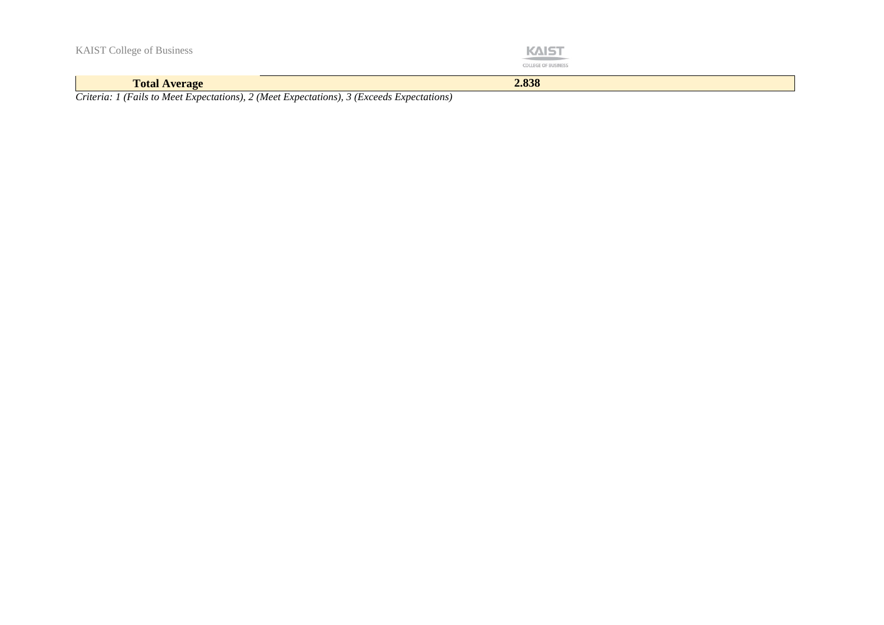| **Total Average** | **2.838** |
|---|---|

*Criteria: 1 (Fails to Meet Expectations), 2 (Meet Expectations), 3 (Exceeds Expectations)*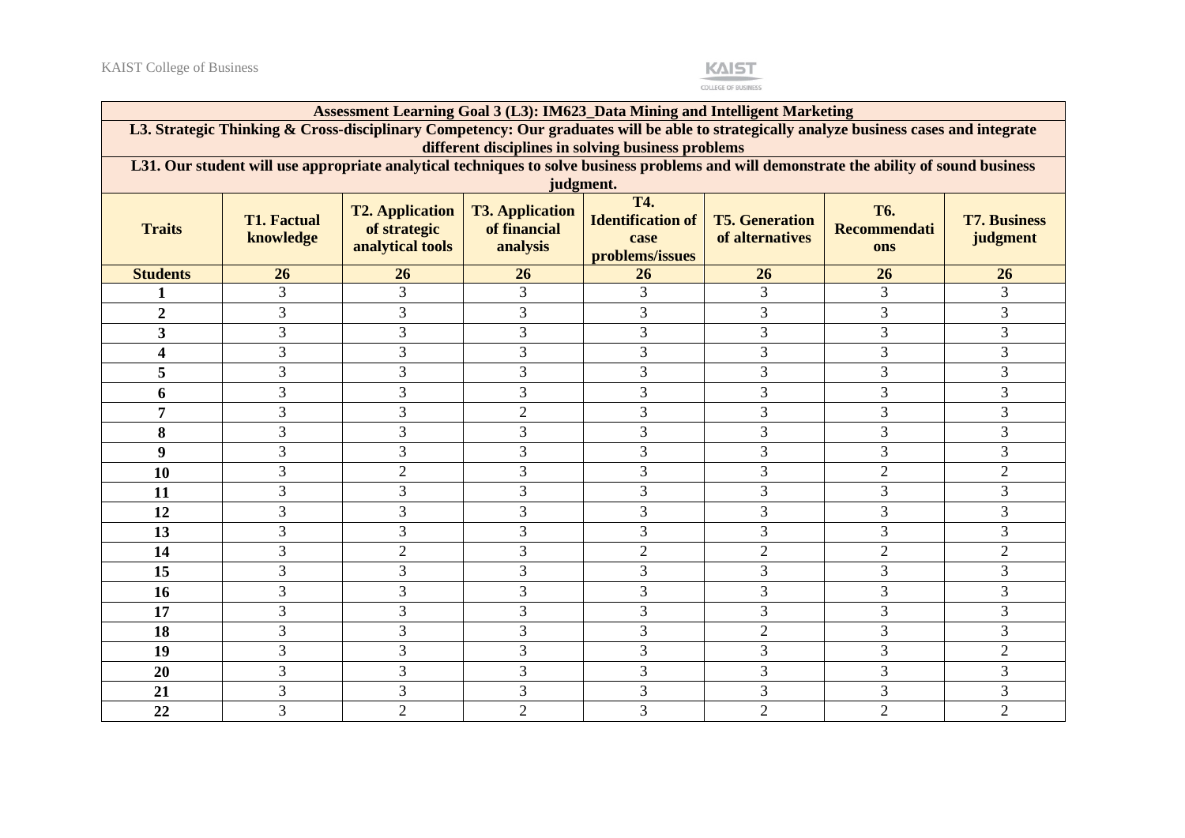| Assessment Learning Goal 3 (L3): IM623_Data Mining and Intelligent Marketing | | | | | | | |
|---|---|---|---|---|---|---|---|
| L3. Strategic Thinking & Cross-disciplinary Competency: Our graduates will be able to strategically analyze business cases and integrate different disciplines in solving business problems | | | | | | | |
| L31. Our student will use appropriate analytical techniques to solve business problems and will demonstrate the ability of sound business judgment. | | | | | | | |
| **Traits** | **T1. Factual knowledge** | **T2. Application of strategic analytical tools** | **T3. Application of financial analysis** | **T4. Identification of case problems/issues** | **T5. Generation of alternatives** | **T6. Recommendations** | **T7. Business judgment** |
| **Students** | **26** | **26** | **26** | **26** | **26** | **26** | **26** |
| **1** | 3 | 3 | 3 | 3 | 3 | 3 | 3 |
| **2** | 3 | 3 | 3 | 3 | 3 | 3 | 3 |
| **3** | 3 | 3 | 3 | 3 | 3 | 3 | 3 |
| **4** | 3 | 3 | 3 | 3 | 3 | 3 | 3 |
| **5** | 3 | 3 | 3 | 3 | 3 | 3 | 3 |
| **6** | 3 | 3 | 3 | 3 | 3 | 3 | 3 |
| **7** | 3 | 3 | 2 | 3 | 3 | 3 | 3 |
| **8** | 3 | 3 | 3 | 3 | 3 | 3 | 3 |
| **9** | 3 | 3 | 3 | 3 | 3 | 3 | 3 |
| **10** | 3 | 2 | 3 | 3 | 3 | 2 | 2 |
| **11** | 3 | 3 | 3 | 3 | 3 | 3 | 3 |
| **12** | 3 | 3 | 3 | 3 | 3 | 3 | 3 |
| **13** | 3 | 3 | 3 | 3 | 3 | 3 | 3 |
| **14** | 3 | 2 | 3 | 2 | 2 | 2 | 2 |
| **15** | 3 | 3 | 3 | 3 | 3 | 3 | 3 |
| **16** | 3 | 3 | 3 | 3 | 3 | 3 | 3 |
| **17** | 3 | 3 | 3 | 3 | 3 | 3 | 3 |
| **18** | 3 | 3 | 3 | 3 | 2 | 3 | 3 |
| **19** | 3 | 3 | 3 | 3 | 3 | 3 | 2 |
| **20** | 3 | 3 | 3 | 3 | 3 | 3 | 3 |
| **21** | 3 | 3 | 3 | 3 | 3 | 3 | 3 |
| **22** | 3 | 2 | 2 | 3 | 2 | 2 | 2 |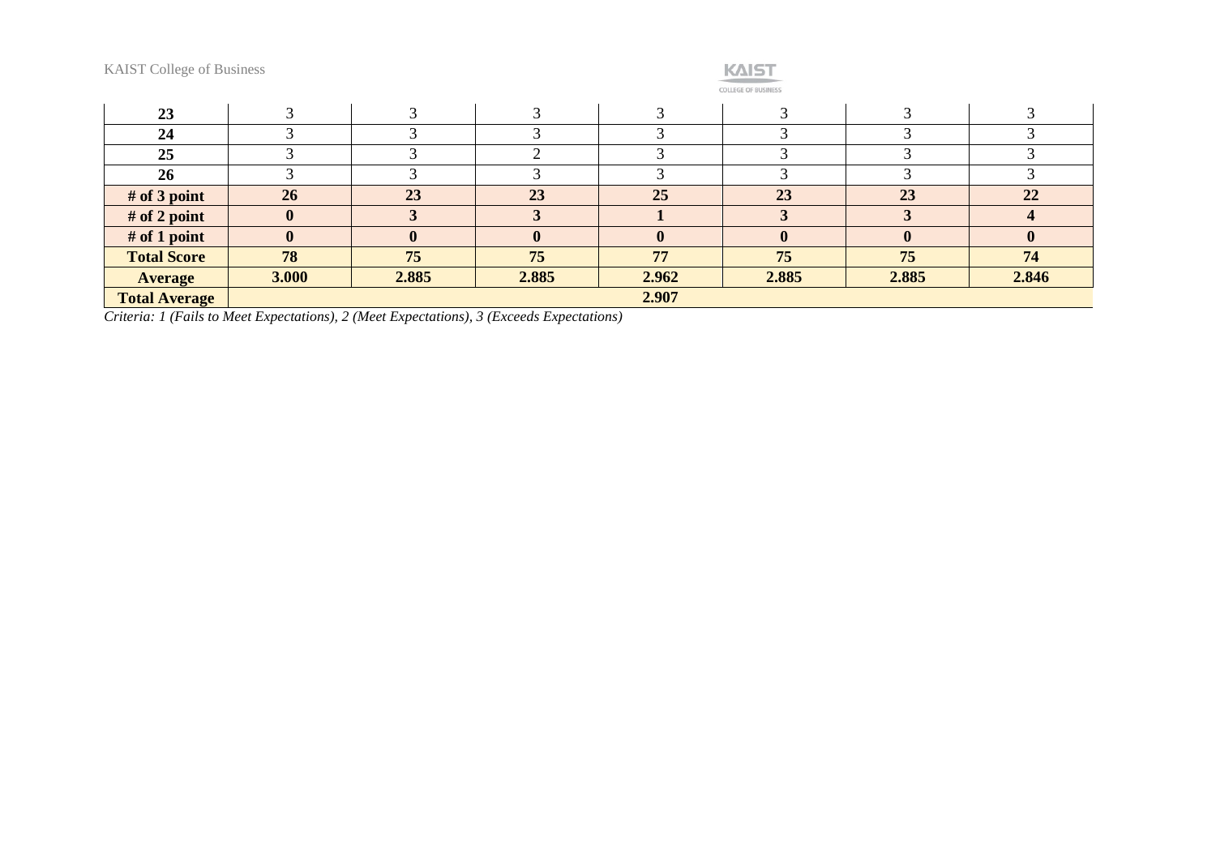| 23 | 3 | 3 | 3 | 3 | 3 | 3 | 3 |
|---|---|---|---|---|---|---|---|
| 24 | 3 | 3 | 3 | 3 | 3 | 3 | 3 |
| 25 | 3 | 3 | 2 | 3 | 3 | 3 | 3 |
| 26 | 3 | 3 | 3 | 3 | 3 | 3 | 3 |
| **# of 3 point** | **26** | **23** | **23** | **25** | **23** | **23** | **22** |
| **# of 2 point** | **0** | **3** | **3** | **1** | **3** | **3** | **4** |
| **# of 1 point** | **0** | **0** | **0** | **0** | **0** | **0** | **0** |
| **Total Score** | **78** | **75** | **75** | **77** | **75** | **75** | **74** |
| **Average** | **3.000** | **2.885** | **2.885** | **2.962** | **2.885** | **2.885** | **2.846** |
| **Total Average** | | | | **2.907** | | | |

*Criteria: 1 (Fails to Meet Expectations), 2 (Meet Expectations), 3 (Exceeds Expectations)*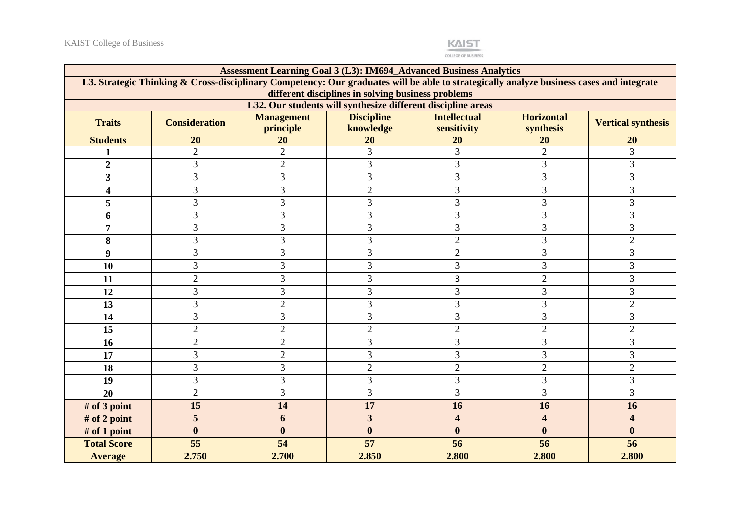| Assessment Learning Goal 3 (L3): IM694_Advanced Business Analytics | | | | | | |
|---|---|---|---|---|---|---|
| L3. Strategic Thinking & Cross-disciplinary Competency: Our graduates will be able to strategically analyze business cases and integrate different disciplines in solving business problems | | | | | | |
| L32. Our students will synthesize different discipline areas | | | | | | |
| **Traits** | **Consideration** | **Management principle** | **Discipline knowledge** | **Intellectual sensitivity** | **Horizontal synthesis** | **Vertical synthesis** |
| **Students** | **20** | **20** | **20** | **20** | **20** | **20** |
| **1** | 2 | 2 | 3 | 3 | 2 | 3 |
| **2** | 3 | 2 | 3 | 3 | 3 | 3 |
| **3** | 3 | 3 | 3 | 3 | 3 | 3 |
| **4** | 3 | 3 | 2 | 3 | 3 | 3 |
| **5** | 3 | 3 | 3 | 3 | 3 | 3 |
| **6** | 3 | 3 | 3 | 3 | 3 | 3 |
| **7** | 3 | 3 | 3 | 3 | 3 | 3 |
| **8** | 3 | 3 | 3 | 2 | 3 | 2 |
| **9** | 3 | 3 | 3 | 2 | 3 | 3 |
| **10** | 3 | 3 | 3 | 3 | 3 | 3 |
| **11** | 2 | 3 | 3 | 3 | 2 | 3 |
| **12** | 3 | 3 | 3 | 3 | 3 | 3 |
| **13** | 3 | 2 | 3 | 3 | 3 | 2 |
| **14** | 3 | 3 | 3 | 3 | 3 | 3 |
| **15** | 2 | 2 | 2 | 2 | 2 | 2 |
| **16** | 2 | 2 | 3 | 3 | 3 | 3 |
| **17** | 3 | 2 | 3 | 3 | 3 | 3 |
| **18** | 3 | 3 | 2 | 2 | 2 | 2 |
| **19** | 3 | 3 | 3 | 3 | 3 | 3 |
| **20** | 2 | 3 | 3 | 3 | 3 | 3 |
| **# of 3 point** | **15** | **14** | **17** | **16** | **16** | **16** |
| **# of 2 point** | **5** | **6** | **3** | **4** | **4** | **4** |
| **# of 1 point** | **0** | **0** | **0** | **0** | **0** | **0** |
| **Total Score** | **55** | **54** | **57** | **56** | **56** | **56** |
| **Average** | **2.750** | **2.700** | **2.850** | **2.800** | **2.800** | **2.800** |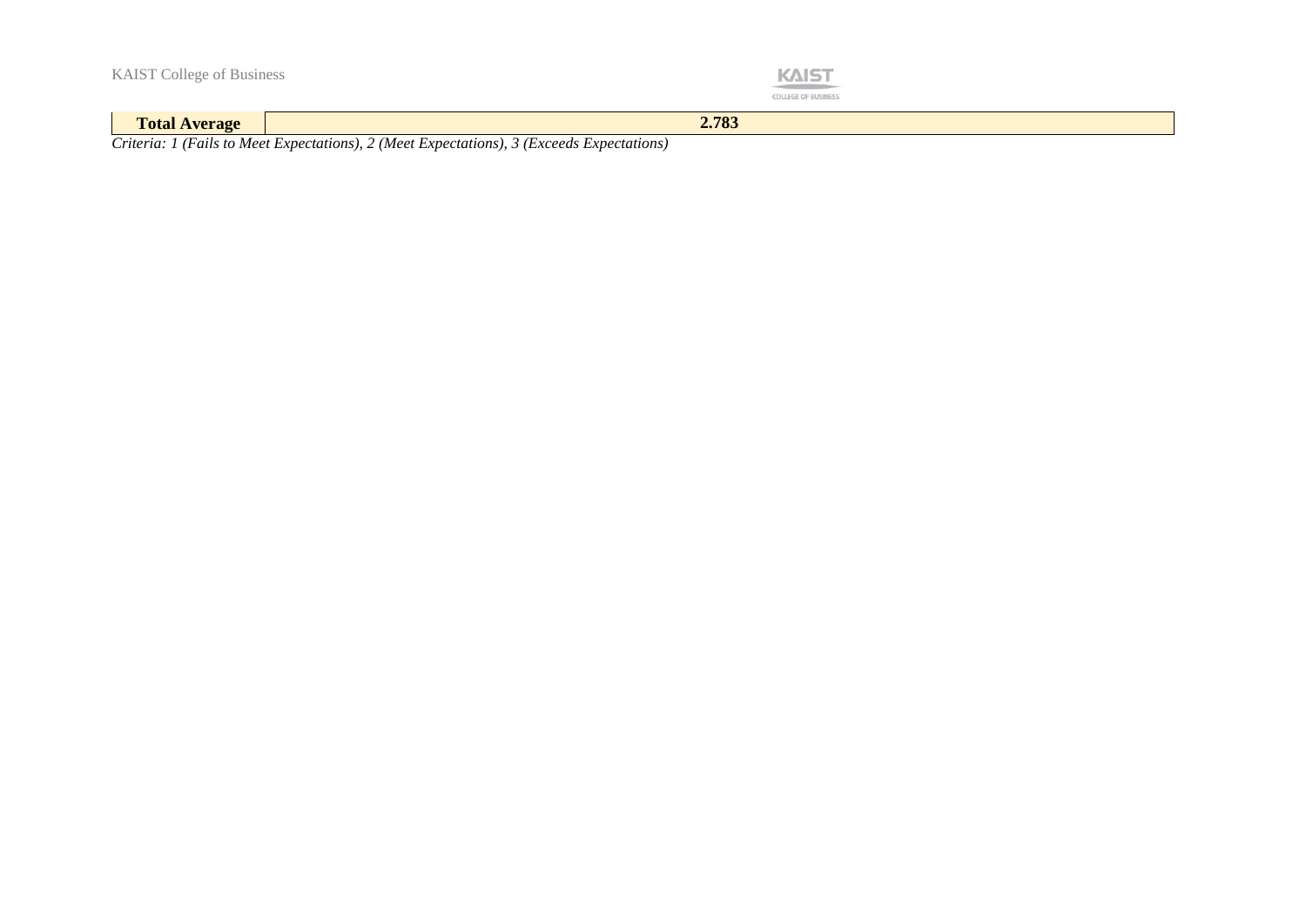| **Total Average** | **2.783** |
|---|---|

*Criteria: 1 (Fails to Meet Expectations), 2 (Meet Expectations), 3 (Exceeds Expectations)*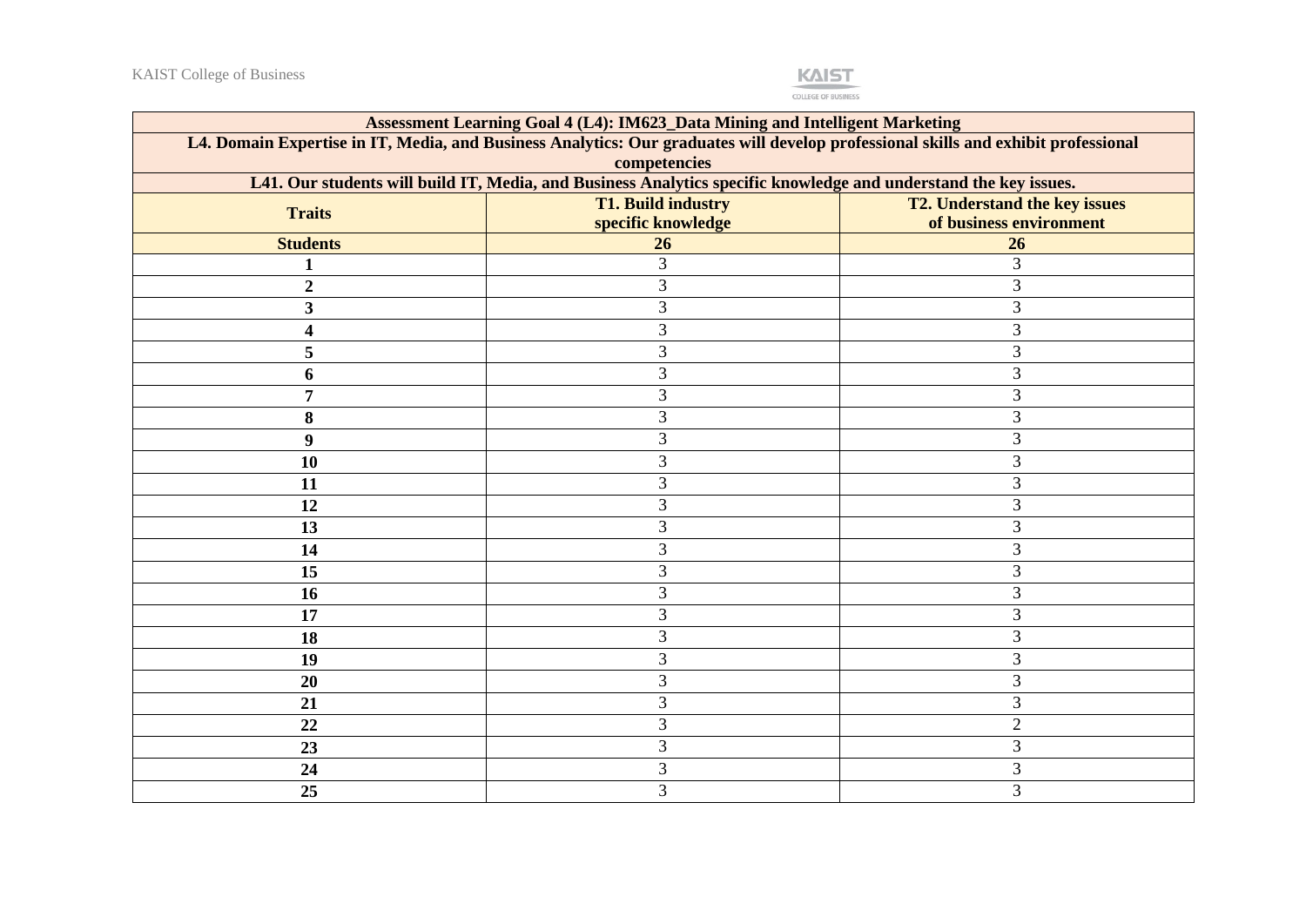| Assessment Learning Goal 4 (L4): IM623_Data Mining and Intelligent Marketing | | |
|---|---|---|
| **L4. Domain Expertise in IT, Media, and Business Analytics: Our graduates will develop professional skills and exhibit professional competencies** | | |
| **L41. Our students will build IT, Media, and Business Analytics specific knowledge and understand the key issues.** | | |
| **Traits** | **T1. Build industry specific knowledge** | **T2. Understand the key issues of business environment** |
| **Students** | **26** | **26** |
| **1** | 3 | 3 |
| **2** | 3 | 3 |
| **3** | 3 | 3 |
| **4** | 3 | 3 |
| **5** | 3 | 3 |
| **6** | 3 | 3 |
| **7** | 3 | 3 |
| **8** | 3 | 3 |
| **9** | 3 | 3 |
| **10** | 3 | 3 |
| **11** | 3 | 3 |
| **12** | 3 | 3 |
| **13** | 3 | 3 |
| **14** | 3 | 3 |
| **15** | 3 | 3 |
| **16** | 3 | 3 |
| **17** | 3 | 3 |
| **18** | 3 | 3 |
| **19** | 3 | 3 |
| **20** | 3 | 3 |
| **21** | 3 | 3 |
| **22** | 3 | 2 |
| **23** | 3 | 3 |
| **24** | 3 | 3 |
| **25** | 3 | 3 |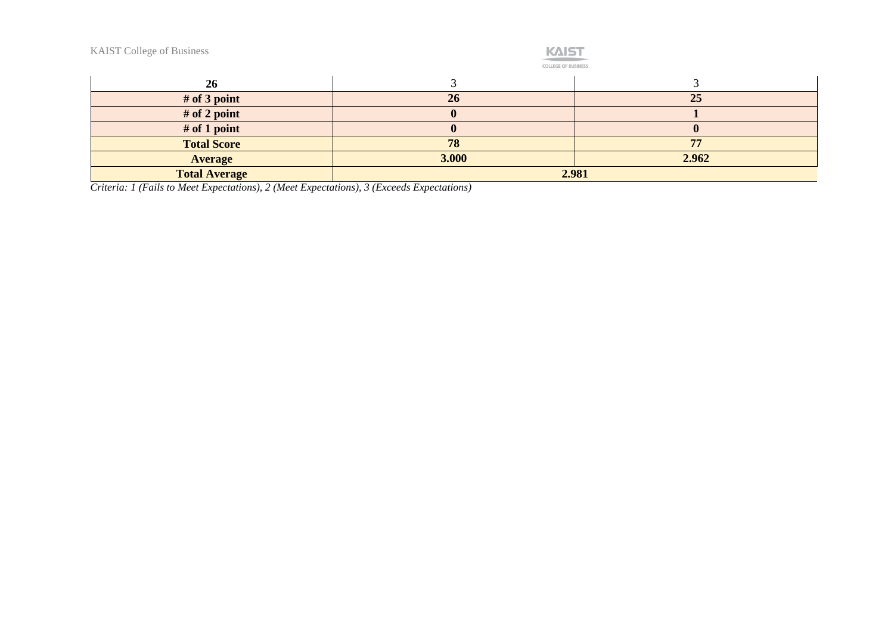| 26 | 3 | 3 |
|---|---|---|
| **# of 3 point** | **26** | **25** |
| **# of 2 point** | **0** | **1** |
| **# of 1 point** | **0** | **0** |
| **Total Score** | **78** | **77** |
| **Average** | **3.000** | **2.962** |
| **Total Average** | **2.981** | |

*Criteria: 1 (Fails to Meet Expectations), 2 (Meet Expectations), 3 (Exceeds Expectations)*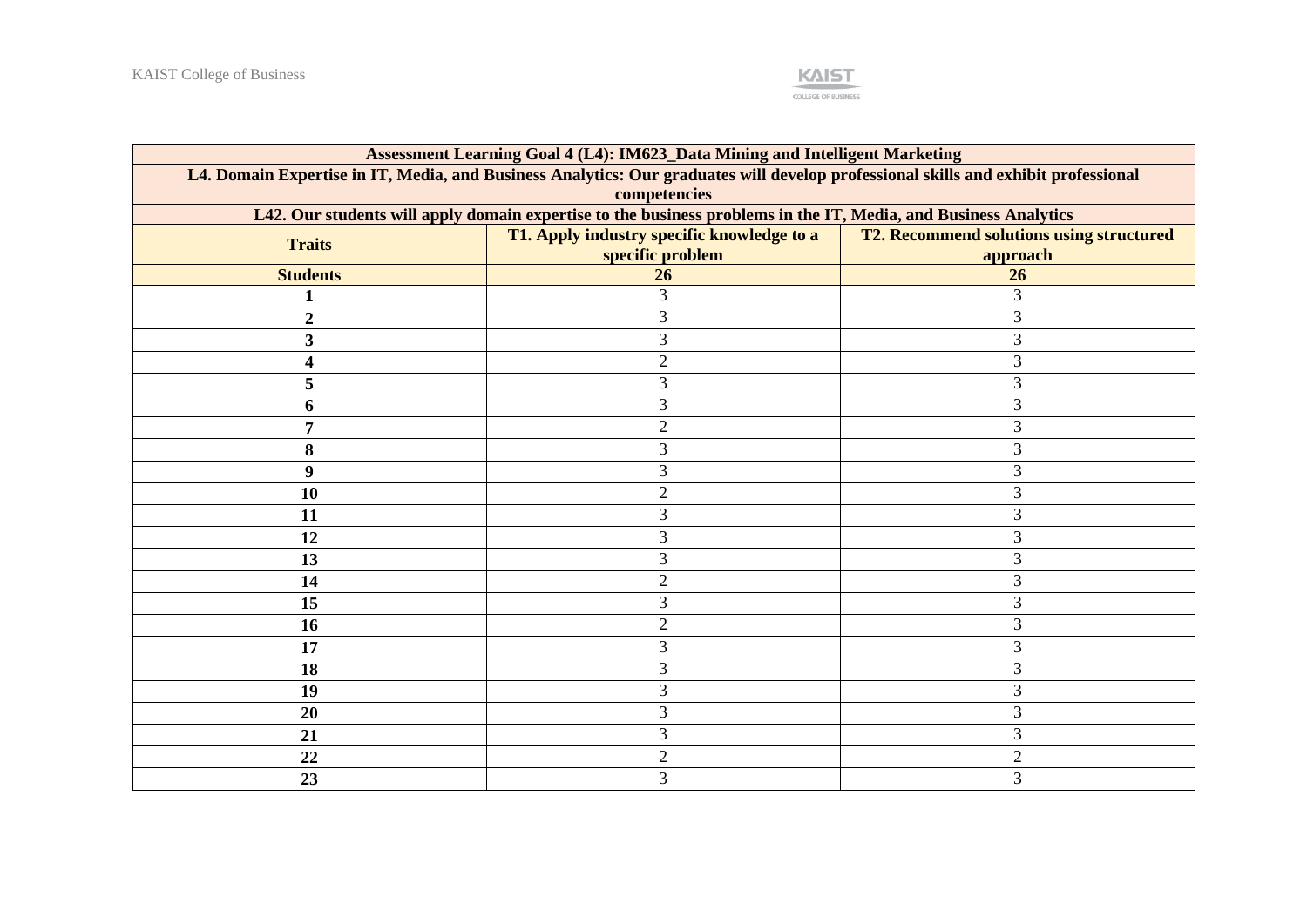| Assessment Learning Goal 4 (L4): IM623_Data Mining and Intelligent Marketing | | |
|---|---|---|
| **L4. Domain Expertise in IT, Media, and Business Analytics: Our graduates will develop professional skills and exhibit professional competencies** | | |
| **L42. Our students will apply domain expertise to the business problems in the IT, Media, and Business Analytics** | | |
| **Traits** | **T1. Apply industry specific knowledge to a specific problem** | **T2. Recommend solutions using structured approach** |
| **Students** | **26** | **26** |
| **1** | 3 | 3 |
| **2** | 3 | 3 |
| **3** | 3 | 3 |
| **4** | 2 | 3 |
| **5** | 3 | 3 |
| **6** | 3 | 3 |
| **7** | 2 | 3 |
| **8** | 3 | 3 |
| **9** | 3 | 3 |
| **10** | 2 | 3 |
| **11** | 3 | 3 |
| **12** | 3 | 3 |
| **13** | 3 | 3 |
| **14** | 2 | 3 |
| **15** | 3 | 3 |
| **16** | 2 | 3 |
| **17** | 3 | 3 |
| **18** | 3 | 3 |
| **19** | 3 | 3 |
| **20** | 3 | 3 |
| **21** | 3 | 3 |
| **22** | 2 | 2 |
| **23** | 3 | 3 |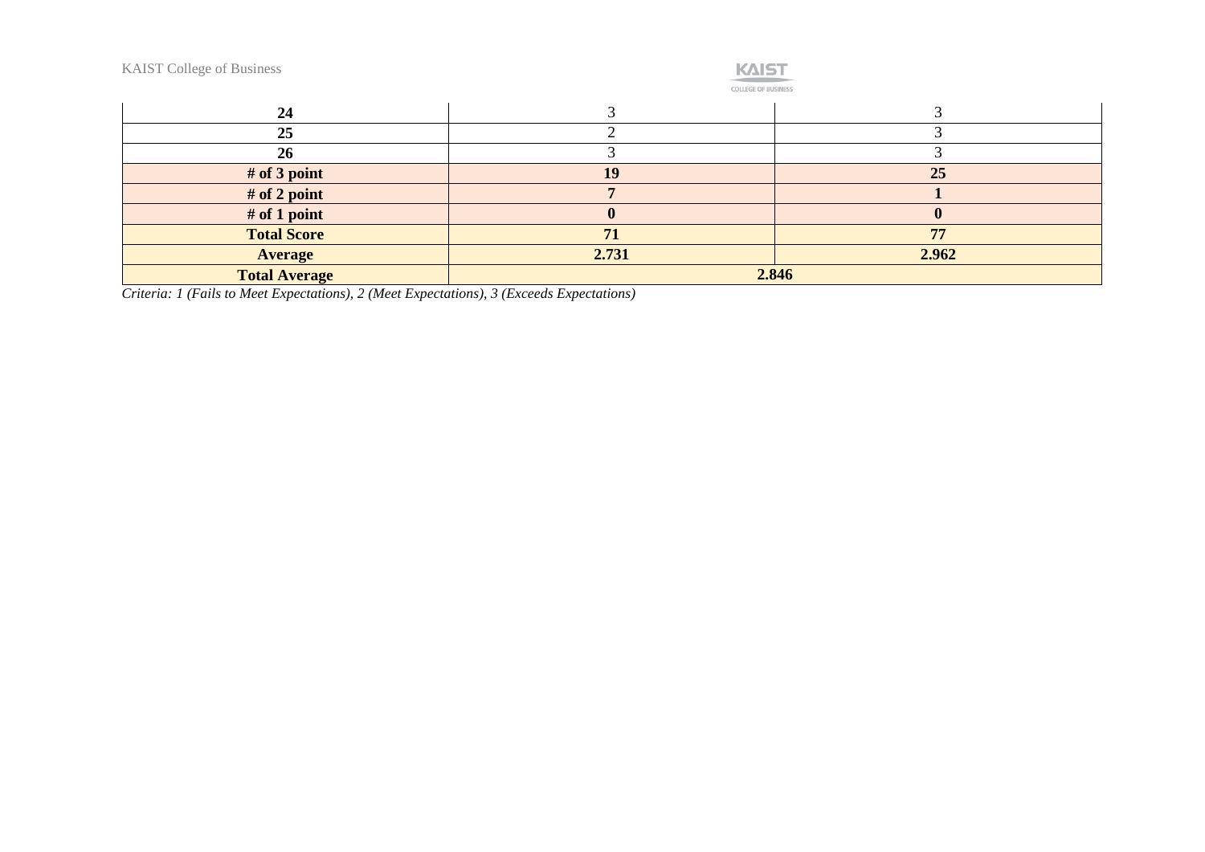| | | |
|---|---|---|
| **24** | 3 | 3 |
| **25** | 2 | 3 |
| **26** | 3 | 3 |
| **# of 3 point** | **19** | **25** |
| **# of 2 point** | **7** | **1** |
| **# of 1 point** | **0** | **0** |
| **Total Score** | **71** | **77** |
| **Average** | **2.731** | **2.962** |
| **Total Average** | **2.846** | |

*Criteria: 1 (Fails to Meet Expectations), 2 (Meet Expectations), 3 (Exceeds Expectations)*